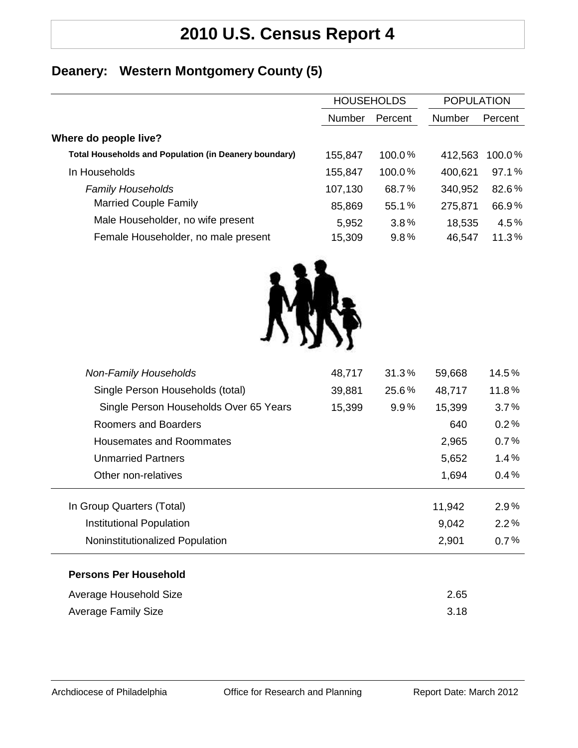# 2010 U.S. Census Report 4

## Deanery: Western Montgomery County (5)

| | HOUSEHOLDS | | POPULATION | |
|---|---|---|---|---|
| | Number | Percent | Number | Percent |
| **Where do people live?** | | | | |
| **Total Households and Population (in Deanery boundary)** | 155,847 | 100.0% | 412,563 | 100.0% |
| In Households | 155,847 | 100.0% | 400,621 | 97.1% |
| *Family Households* | 107,130 | 68.7% | 340,952 | 82.6% |
| Married Couple Family | 85,869 | 55.1% | 275,871 | 66.9% |
| Male Householder, no wife present | 5,952 | 3.8% | 18,535 | 4.5% |
| Female Householder, no male present | 15,309 | 9.8% | 46,547 | 11.3% |
| *Non-Family Households* | 48,717 | 31.3% | 59,668 | 14.5% |
| Single Person Households (total) | 39,881 | 25.6% | 48,717 | 11.8% |
| Single Person Households Over 65 Years | 15,399 | 9.9% | 15,399 | 3.7% |
| Roomers and Boarders | | | 640 | 0.2% |
| Housemates and Roommates | | | 2,965 | 0.7% |
| Unmarried Partners | | | 5,652 | 1.4% |
| Other non-relatives | | | 1,694 | 0.4% |
| In Group Quarters (Total) | | | 11,942 | 2.9% |
| Institutional Population | | | 9,042 | 2.2% |
| Noninstitutionalized Population | | | 2,901 | 0.7% |

**Persons Per Household**

| | |
|---|---|
| Average Household Size | 2.65 |
| Average Family Size | 3.18 |

Archdiocese of Philadelphia Office for Research and Planning Report Date: March 2012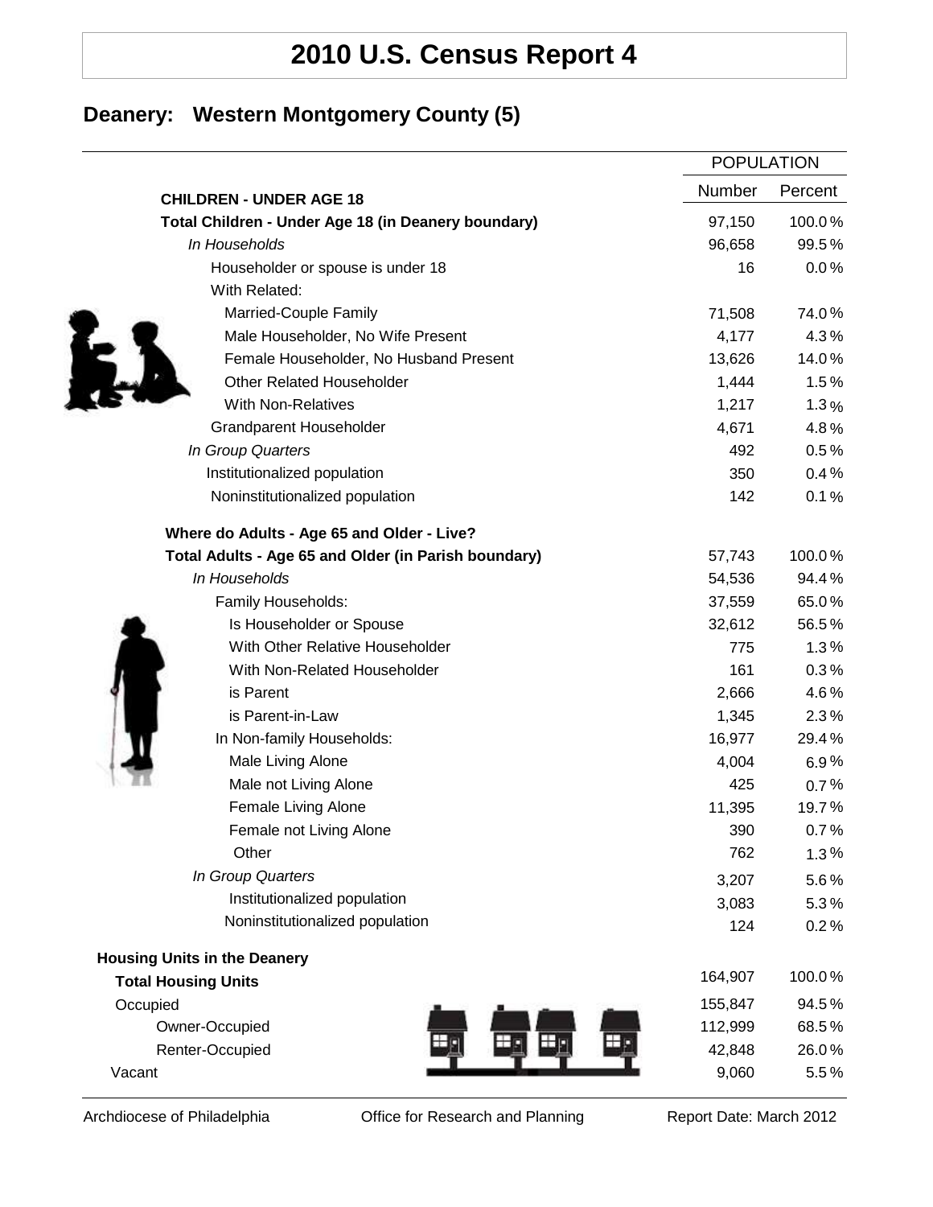# 2010 U.S. Census Report 4

## Deanery: Western Montgomery County (5)

| | POPULATION | |
|---|---|---|
| **CHILDREN - UNDER AGE 18** | Number | Percent |
| **Total Children - Under Age 18 (in Deanery boundary)** | 97,150 | 100.0 % |
| *In Households* | 96,658 | 99.5 % |
| Householder or spouse is under 18 | 16 | 0.0 % |
| With Related: | | |
| Married-Couple Family | 71,508 | 74.0 % |
| Male Householder, No Wife Present | 4,177 | 4.3 % |
| Female Householder, No Husband Present | 13,626 | 14.0 % |
| Other Related Householder | 1,444 | 1.5 % |
| With Non-Relatives | 1,217 | 1.3 % |
| Grandparent Householder | 4,671 | 4.8 % |
| *In Group Quarters* | 492 | 0.5 % |
| Institutionalized population | 350 | 0.4 % |
| Noninstitutionalized population | 142 | 0.1 % |
| **Where do Adults - Age 65 and Older - Live?** | | |
| **Total Adults - Age 65 and Older (in Parish boundary)** | 57,743 | 100.0 % |
| *In Households* | 54,536 | 94.4 % |
| Family Households: | 37,559 | 65.0 % |
| Is Householder or Spouse | 32,612 | 56.5 % |
| With Other Relative Householder | 775 | 1.3 % |
| With Non-Related Householder | 161 | 0.3 % |
| is Parent | 2,666 | 4.6 % |
| is Parent-in-Law | 1,345 | 2.3 % |
| In Non-family Households: | 16,977 | 29.4 % |
| Male Living Alone | 4,004 | 6.9 % |
| Male not Living Alone | 425 | 0.7 % |
| Female Living Alone | 11,395 | 19.7 % |
| Female not Living Alone | 390 | 0.7 % |
| Other | 762 | 1.3 % |
| *In Group Quarters* | 3,207 | 5.6 % |
| Institutionalized population | 3,083 | 5.3 % |
| Noninstitutionalized population | 124 | 0.2 % |
| **Housing Units in the Deanery** | | |
| **Total Housing Units** | 164,907 | 100.0 % |
| Occupied | 155,847 | 94.5 % |
| Owner-Occupied | 112,999 | 68.5 % |
| Renter-Occupied | 42,848 | 26.0 % |
| Vacant | 9,060 | 5.5 % |

Archdiocese of Philadelphia | Office for Research and Planning | Report Date: March 2012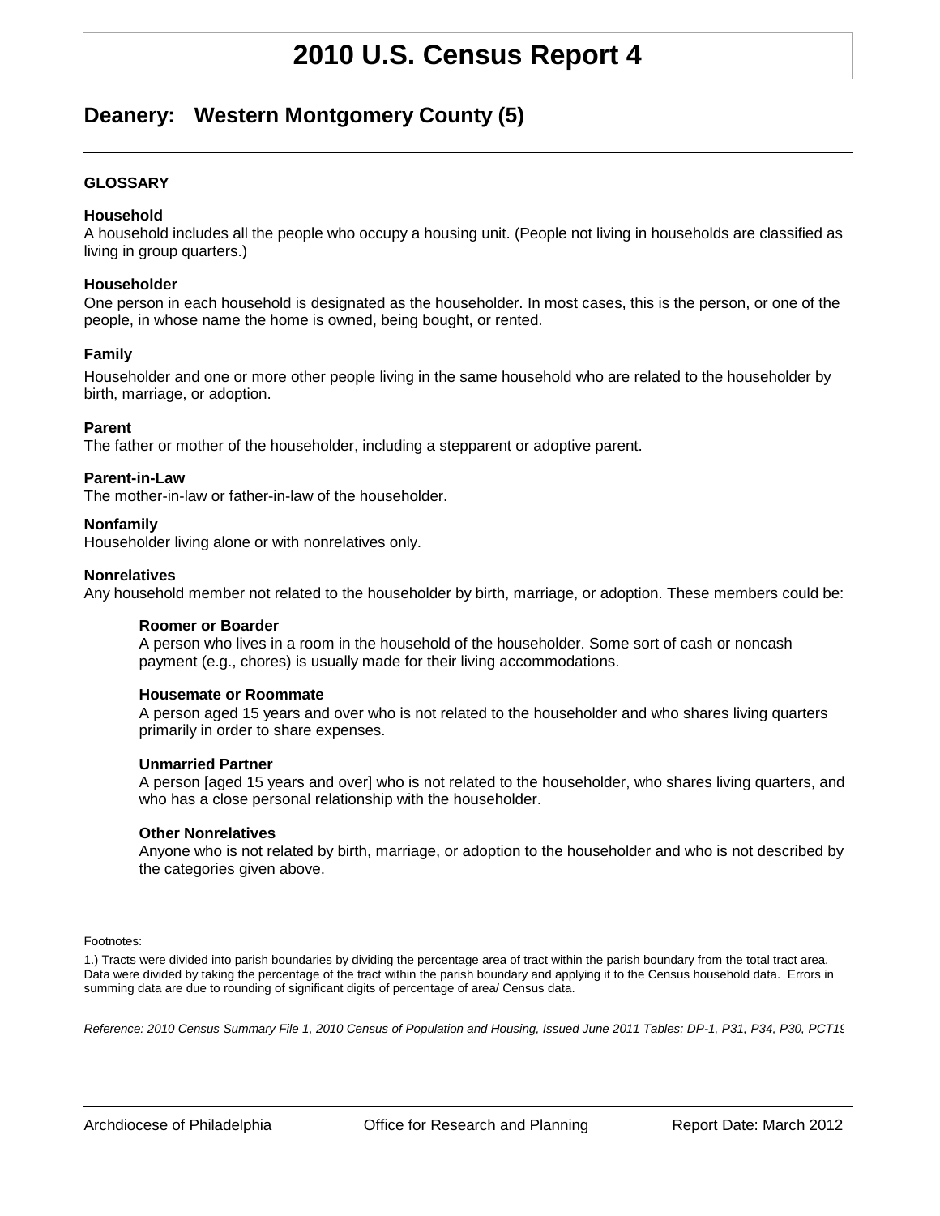# 2010 U.S. Census Report 4

## Deanery: Western Montgomery County (5)

**GLOSSARY**

**Household**
A household includes all the people who occupy a housing unit. (People not living in households are classified as living in group quarters.)

**Householder**
One person in each household is designated as the householder. In most cases, this is the person, or one of the people, in whose name the home is owned, being bought, or rented.

**Family**
Householder and one or more other people living in the same household who are related to the householder by birth, marriage, or adoption.

**Parent**
The father or mother of the householder, including a stepparent or adoptive parent.

**Parent-in-Law**
The mother-in-law or father-in-law of the householder.

**Nonfamily**
Householder living alone or with nonrelatives only.

**Nonrelatives**
Any household member not related to the householder by birth, marriage, or adoption. These members could be:

> **Roomer or Boarder**
> A person who lives in a room in the household of the householder. Some sort of cash or noncash payment (e.g., chores) is usually made for their living accommodations.
>
> **Housemate or Roommate**
> A person aged 15 years and over who is not related to the householder and who shares living quarters primarily in order to share expenses.
>
> **Unmarried Partner**
> A person [aged 15 years and over] who is not related to the householder, who shares living quarters, and who has a close personal relationship with the householder.
>
> **Other Nonrelatives**
> Anyone who is not related by birth, marriage, or adoption to the householder and who is not described by the categories given above.

Footnotes:

1.) Tracts were divided into parish boundaries by dividing the percentage area of tract within the parish boundary from the total tract area. Data were divided by taking the percentage of the tract within the parish boundary and applying it to the Census household data. Errors in summing data are due to rounding of significant digits of percentage of area/ Census data.

*Reference: 2010 Census Summary File 1, 2010 Census of Population and Housing, Issued June 2011 Tables: DP-1, P31, P34, P30, PCT19*

Archdiocese of Philadelphia Office for Research and Planning Report Date: March 2012